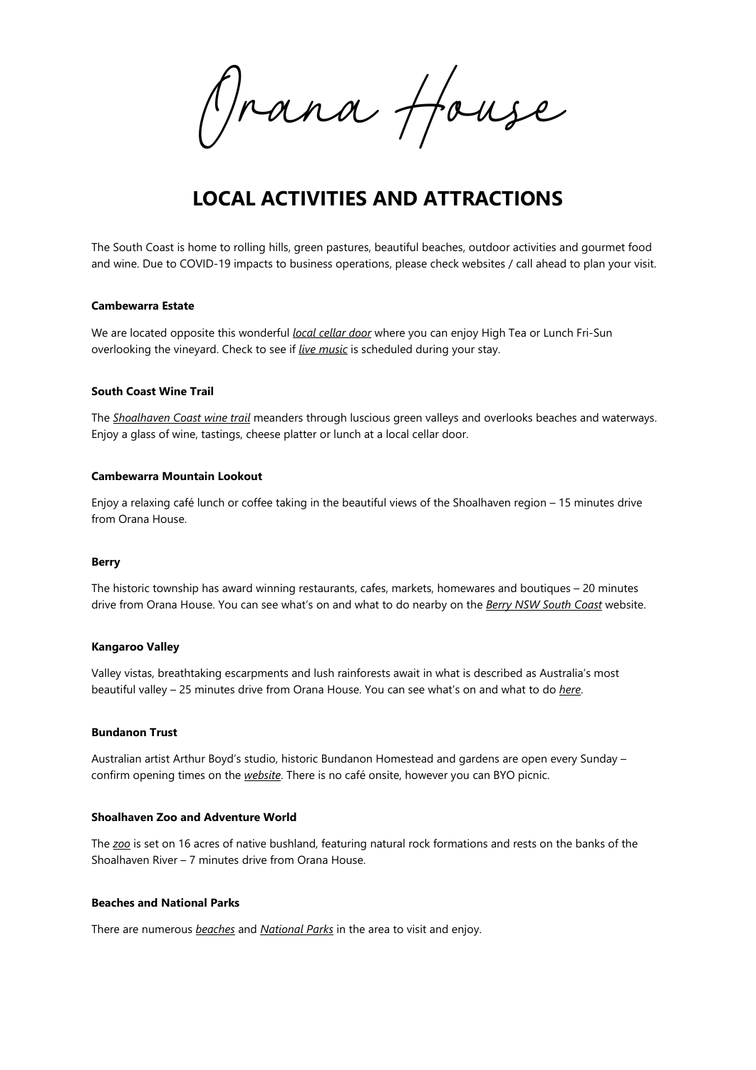# Orana House

## LOCAL ACTIVITIES AND ATTRACTIONS

The South Coast is home to rolling hills, green pastures, beautiful beaches, outdoor activities and gourmet food and wine. Due to COVID-19 impacts to business operations, please check websites / call ahead to plan your visit.

**Cambewarra Estate**

We are located opposite this wonderful *local cellar door* where you can enjoy High Tea or Lunch Fri-Sun overlooking the vineyard. Check to see if *live music* is scheduled during your stay.

**South Coast Wine Trail**

The *Shoalhaven Coast wine trail* meanders through luscious green valleys and overlooks beaches and waterways. Enjoy a glass of wine, tastings, cheese platter or lunch at a local cellar door.

**Cambewarra Mountain Lookout**

Enjoy a relaxing café lunch or coffee taking in the beautiful views of the Shoalhaven region – 15 minutes drive from Orana House.

**Berry**

The historic township has award winning restaurants, cafes, markets, homewares and boutiques – 20 minutes drive from Orana House. You can see what's on and what to do nearby on the *Berry NSW South Coast* website.

**Kangaroo Valley**

Valley vistas, breathtaking escarpments and lush rainforests await in what is described as Australia's most beautiful valley – 25 minutes drive from Orana House. You can see what's on and what to do *here*.

**Bundanon Trust**

Australian artist Arthur Boyd's studio, historic Bundanon Homestead and gardens are open every Sunday – confirm opening times on the *website*. There is no café onsite, however you can BYO picnic.

**Shoalhaven Zoo and Adventure World**

The *zoo* is set on 16 acres of native bushland, featuring natural rock formations and rests on the banks of the Shoalhaven River – 7 minutes drive from Orana House.

**Beaches and National Parks**

There are numerous *beaches* and *National Parks* in the area to visit and enjoy.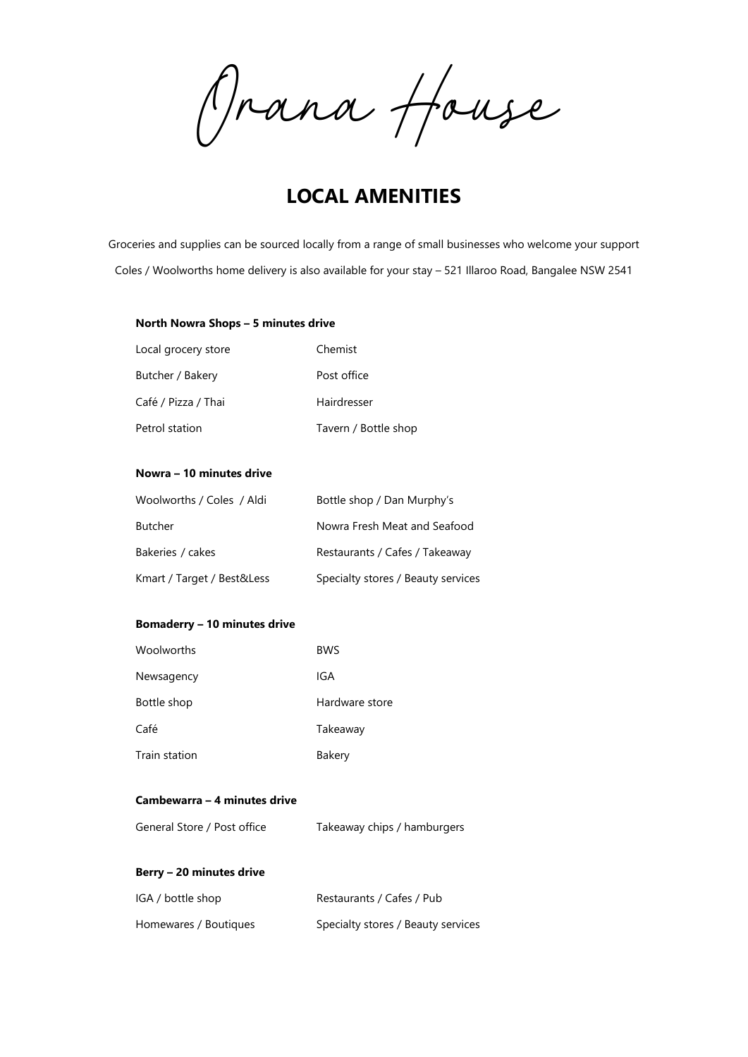# Orana House

## LOCAL AMENITIES

Groceries and supplies can be sourced locally from a range of small businesses who welcome your support

Coles / Woolworths home delivery is also available for your stay – 521 Illaroo Road, Bangalee NSW 2541

**North Nowra Shops – 5 minutes drive**

| | |
|---|---|
| Local grocery store | Chemist |
| Butcher / Bakery | Post office |
| Café / Pizza / Thai | Hairdresser |
| Petrol station | Tavern / Bottle shop |

**Nowra – 10 minutes drive**

| | |
|---|---|
| Woolworths / Coles / Aldi | Bottle shop / Dan Murphy's |
| Butcher | Nowra Fresh Meat and Seafood |
| Bakeries / cakes | Restaurants / Cafes / Takeaway |
| Kmart / Target / Best&Less | Specialty stores / Beauty services |

**Bomaderry – 10 minutes drive**

| | |
|---|---|
| Woolworths | BWS |
| Newsagency | IGA |
| Bottle shop | Hardware store |
| Café | Takeaway |
| Train station | Bakery |

**Cambewarra – 4 minutes drive**

| | |
|---|---|
| General Store / Post office | Takeaway chips / hamburgers |

**Berry – 20 minutes drive**

| | |
|---|---|
| IGA / bottle shop | Restaurants / Cafes / Pub |
| Homewares / Boutiques | Specialty stores / Beauty services |